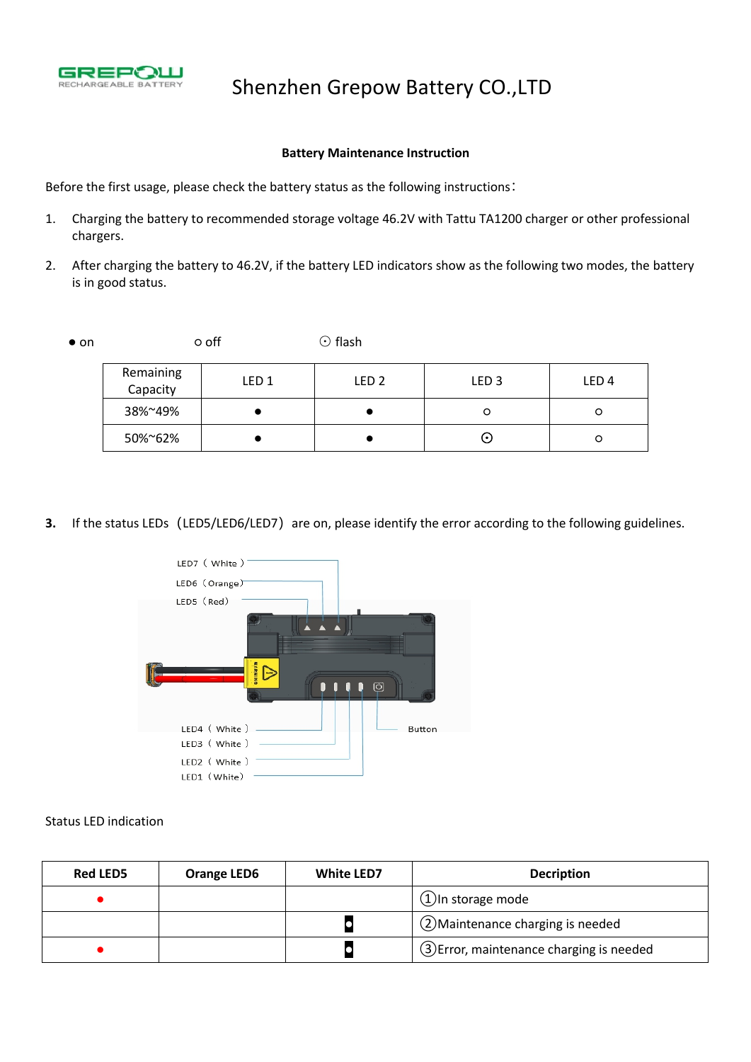Shenzhen Grepow Battery CO.,LTD

**Battery Maintenance Instruction**

Before the first usage, please check the battery status as the following instructions：

1. Charging the battery to recommended storage voltage 46.2V with Tattu TA1200 charger or other professional chargers.
2. After charging the battery to 46.2V, if the battery LED indicators show as the following two modes, the battery is in good status.

● on ○ off ⊙ flash

| Remaining Capacity | LED 1 | LED 2 | LED 3 | LED 4 |
|---|---|---|---|---|
| 38%~49% | ● | ● | ○ | ○ |
| 50%~62% | ● | ● | ⊙ | ○ |

3. If the status LEDs（LED5/LED6/LED7）are on, please identify the error according to the following guidelines.

LED7（White）
LED6（Orange）
LED5（Red）
LED4（White）
LED3（White）
LED2（White）
LED1（White）
Button

Status LED indication

| Red LED5 | Orange LED6 | White LED7 | Decription |
|---|---|---|---|
| ● | | | ①In storage mode |
| | | ● | ②Maintenance charging is needed |
| ● | | ● | ③Error, maintenance charging is needed |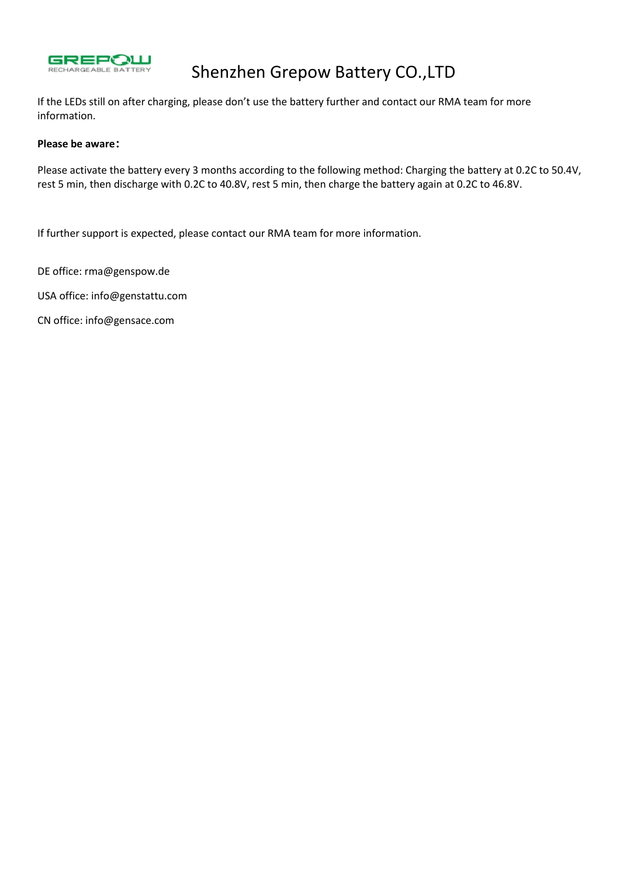If the LEDs still on after charging, please don’t use the battery further and contact our RMA team for more information.

**Please be aware：**

Please activate the battery every 3 months according to the following method: Charging the battery at 0.2C to 50.4V, rest 5 min, then discharge with 0.2C to 40.8V, rest 5 min, then charge the battery again at 0.2C to 46.8V.

If further support is expected, please contact our RMA team for more information.

DE office: rma@genspow.de

USA office: info@genstattu.com

CN office: info@gensace.com